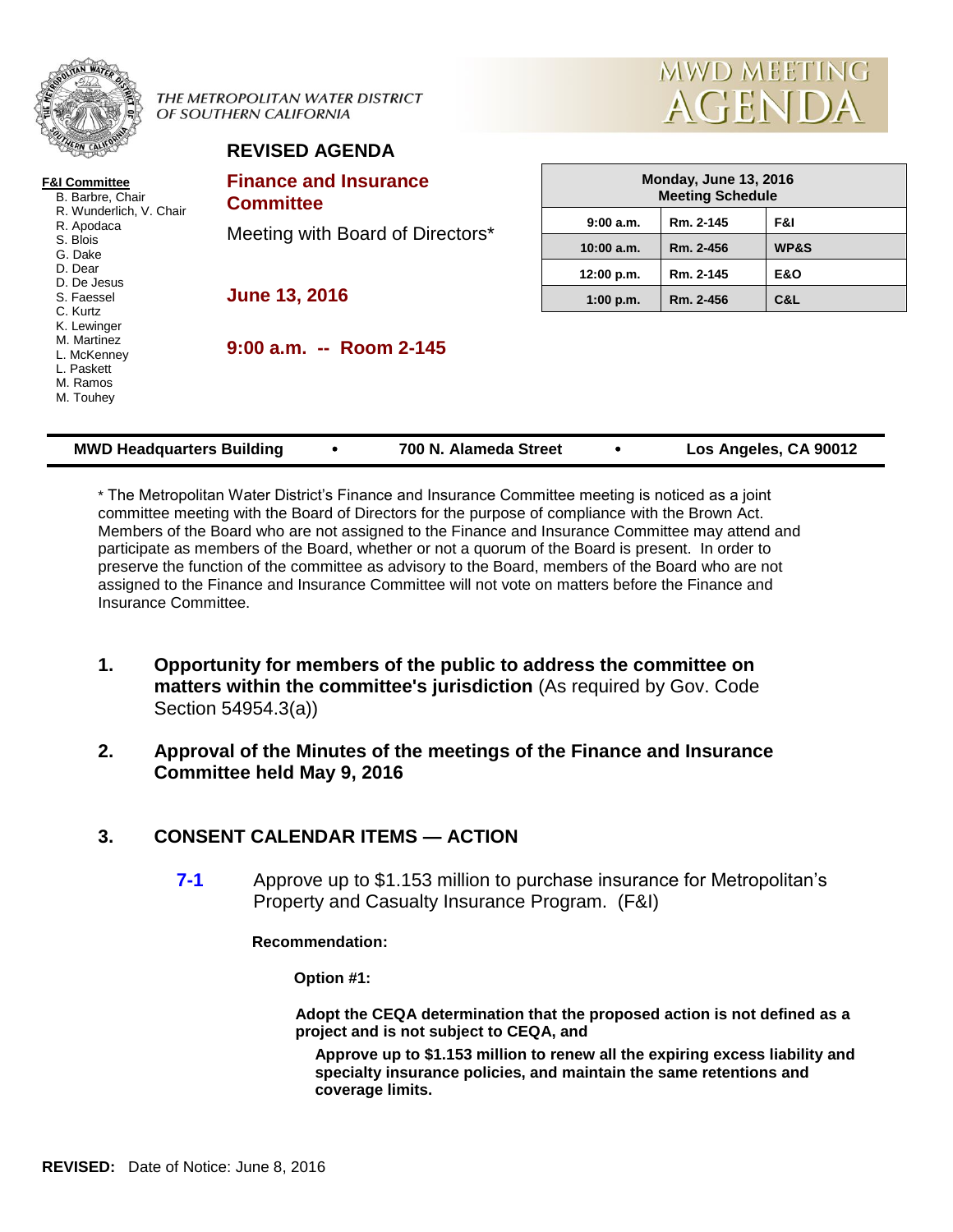THE METROPOLITAN WATER DISTRICT OF SOUTHERN CALIFORNIA

# MWD MEETING AGENDA

## REVISED AGENDA

**F&I Committee**
- B. Barbre, Chair
- R. Wunderlich, V. Chair
- R. Apodaca
- S. Blois
- G. Dake
- D. Dear
- D. De Jesus
- S. Faessel
- C. Kurtz
- K. Lewinger
- M. Martinez
- L. McKenney
- L. Paskett
- M. Ramos
- M. Touhey

**Finance and Insurance Committee**

Meeting with Board of Directors*

**June 13, 2016**

**9:00 a.m. -- Room 2-145**

| Monday, June 13, 2016 Meeting Schedule | | |
|---|---|---|
| 9:00 a.m. | Rm. 2-145 | F&I |
| 10:00 a.m. | Rm. 2-456 | WP&S |
| 12:00 p.m. | Rm. 2-145 | E&O |
| 1:00 p.m. | Rm. 2-456 | C&L |

**MWD Headquarters Building • 700 N. Alameda Street • Los Angeles, CA 90012**

* The Metropolitan Water District's Finance and Insurance Committee meeting is noticed as a joint committee meeting with the Board of Directors for the purpose of compliance with the Brown Act. Members of the Board who are not assigned to the Finance and Insurance Committee may attend and participate as members of the Board, whether or not a quorum of the Board is present. In order to preserve the function of the committee as advisory to the Board, members of the Board who are not assigned to the Finance and Insurance Committee will not vote on matters before the Finance and Insurance Committee.

1. **Opportunity for members of the public to address the committee on matters within the committee's jurisdiction** (As required by Gov. Code Section 54954.3(a))

2. **Approval of the Minutes of the meetings of the Finance and Insurance Committee held May 9, 2016**

3. **CONSENT CALENDAR ITEMS — ACTION**

   **7-1** Approve up to $1.153 million to purchase insurance for Metropolitan's Property and Casualty Insurance Program. (F&I)

   **Recommendation:**

   **Option #1:**

   **Adopt the CEQA determination that the proposed action is not defined as a project and is not subject to CEQA, and**

   **Approve up to $1.153 million to renew all the expiring excess liability and specialty insurance policies, and maintain the same retentions and coverage limits.**

**REVISED:** Date of Notice: June 8, 2016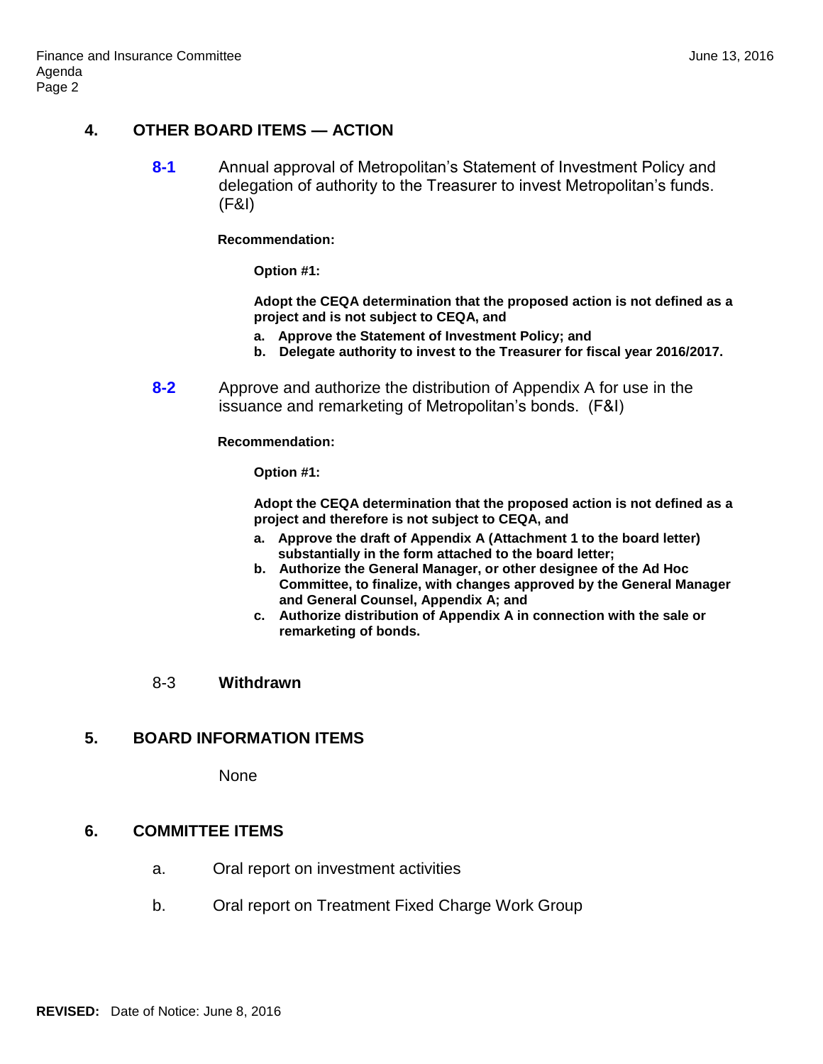## 4. OTHER BOARD ITEMS — ACTION

**8-1** Annual approval of Metropolitan's Statement of Investment Policy and delegation of authority to the Treasurer to invest Metropolitan's funds. (F&I)

**Recommendation:**

**Option #1:**

**Adopt the CEQA determination that the proposed action is not defined as a project and is not subject to CEQA, and**

- **a. Approve the Statement of Investment Policy; and**
- **b. Delegate authority to invest to the Treasurer for fiscal year 2016/2017.**

**8-2** Approve and authorize the distribution of Appendix A for use in the issuance and remarketing of Metropolitan's bonds. (F&I)

**Recommendation:**

**Option #1:**

**Adopt the CEQA determination that the proposed action is not defined as a project and therefore is not subject to CEQA, and**

- **a. Approve the draft of Appendix A (Attachment 1 to the board letter) substantially in the form attached to the board letter;**
- **b. Authorize the General Manager, or other designee of the Ad Hoc Committee, to finalize, with changes approved by the General Manager and General Counsel, Appendix A; and**
- **c. Authorize distribution of Appendix A in connection with the sale or remarketing of bonds.**

8-3 **Withdrawn**

## 5. BOARD INFORMATION ITEMS

None

## 6. COMMITTEE ITEMS

a. Oral report on investment activities

b. Oral report on Treatment Fixed Charge Work Group

**REVISED:** Date of Notice: June 8, 2016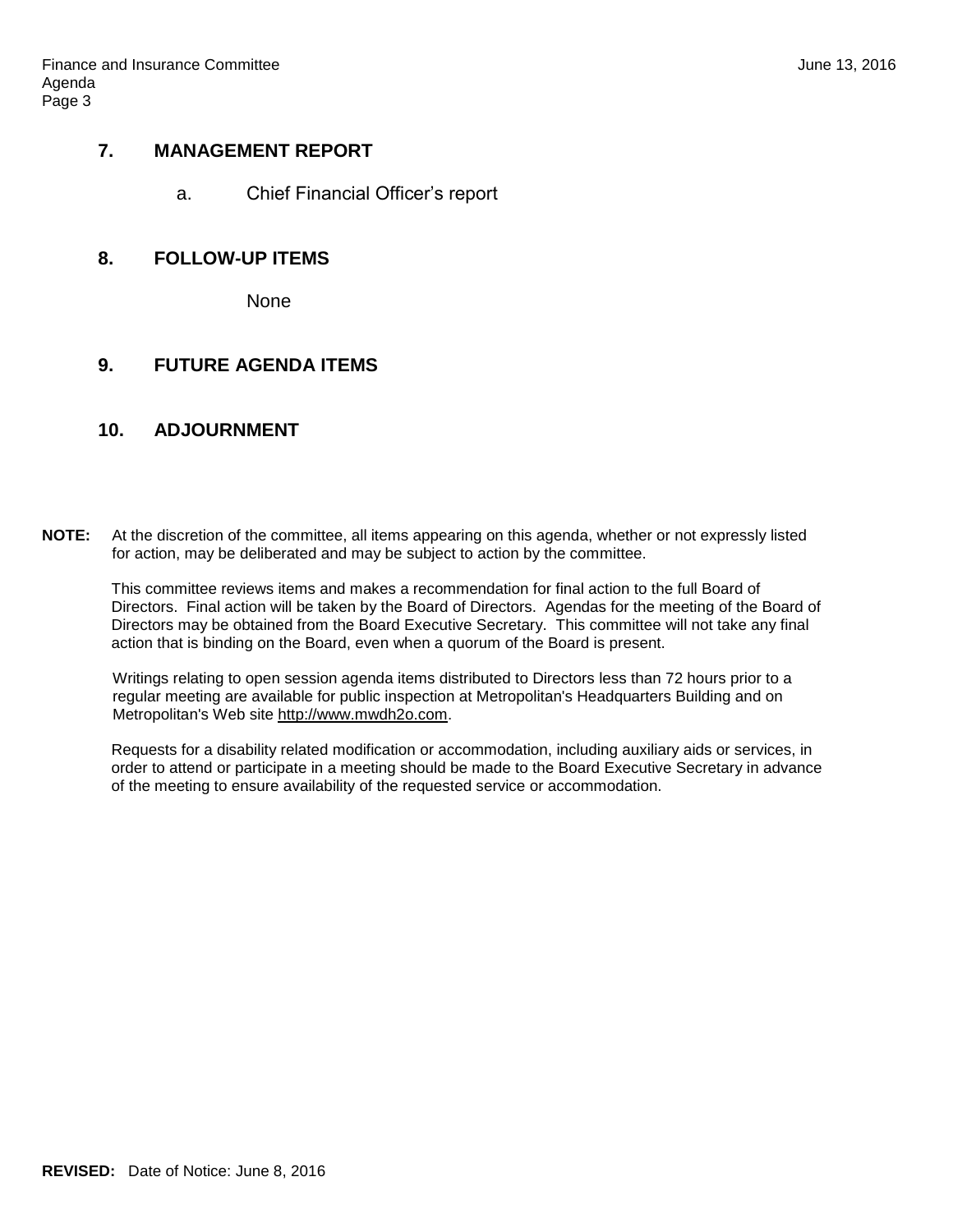**7. MANAGEMENT REPORT**

a. Chief Financial Officer's report

**8. FOLLOW-UP ITEMS**

None

**9. FUTURE AGENDA ITEMS**

**10. ADJOURNMENT**

**NOTE:** At the discretion of the committee, all items appearing on this agenda, whether or not expressly listed for action, may be deliberated and may be subject to action by the committee.

This committee reviews items and makes a recommendation for final action to the full Board of Directors. Final action will be taken by the Board of Directors. Agendas for the meeting of the Board of Directors may be obtained from the Board Executive Secretary. This committee will not take any final action that is binding on the Board, even when a quorum of the Board is present.

Writings relating to open session agenda items distributed to Directors less than 72 hours prior to a regular meeting are available for public inspection at Metropolitan's Headquarters Building and on Metropolitan's Web site http://www.mwdh2o.com.

Requests for a disability related modification or accommodation, including auxiliary aids or services, in order to attend or participate in a meeting should be made to the Board Executive Secretary in advance of the meeting to ensure availability of the requested service or accommodation.

**REVISED:** Date of Notice: June 8, 2016